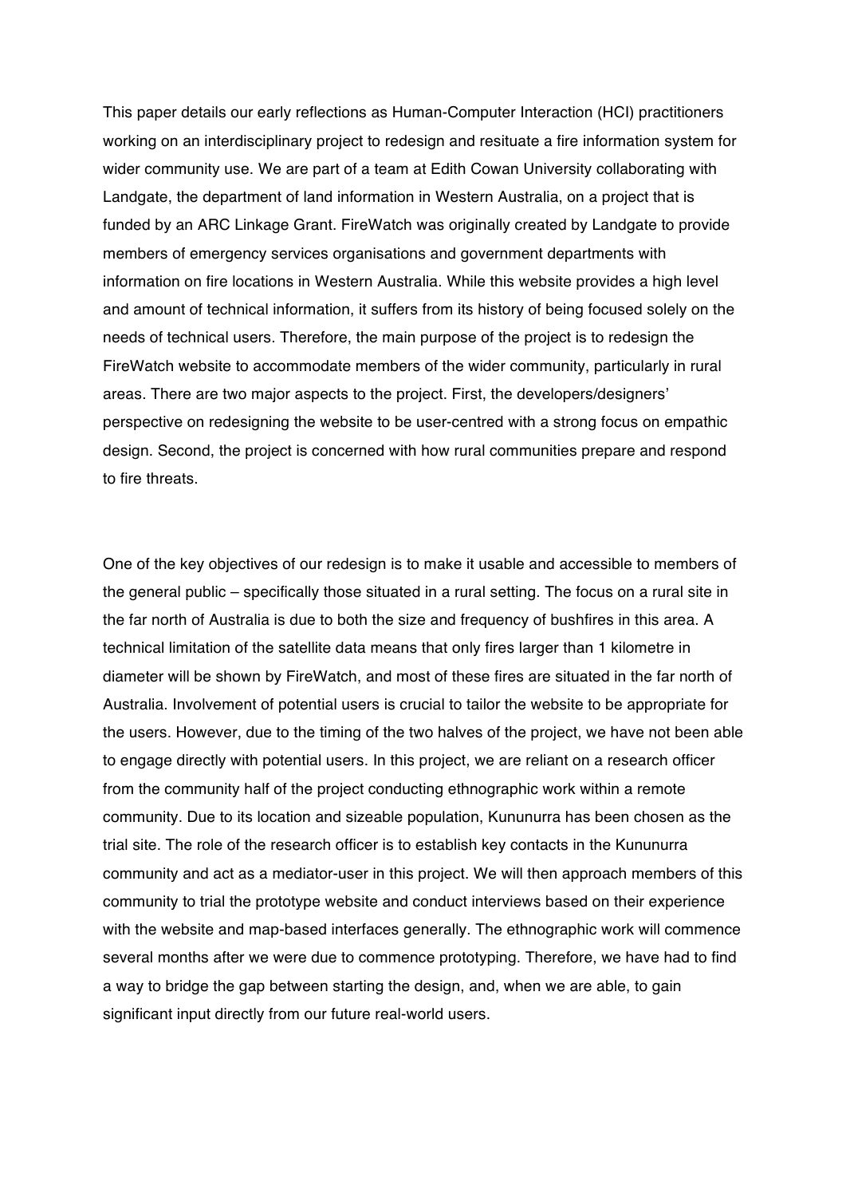This paper details our early reflections as Human-Computer Interaction (HCI) practitioners working on an interdisciplinary project to redesign and resituate a fire information system for wider community use. We are part of a team at Edith Cowan University collaborating with Landgate, the department of land information in Western Australia, on a project that is funded by an ARC Linkage Grant. FireWatch was originally created by Landgate to provide members of emergency services organisations and government departments with information on fire locations in Western Australia. While this website provides a high level and amount of technical information, it suffers from its history of being focused solely on the needs of technical users. Therefore, the main purpose of the project is to redesign the FireWatch website to accommodate members of the wider community, particularly in rural areas. There are two major aspects to the project. First, the developers/designers' perspective on redesigning the website to be user-centred with a strong focus on empathic design. Second, the project is concerned with how rural communities prepare and respond to fire threats.

One of the key objectives of our redesign is to make it usable and accessible to members of the general public – specifically those situated in a rural setting. The focus on a rural site in the far north of Australia is due to both the size and frequency of bushfires in this area. A technical limitation of the satellite data means that only fires larger than 1 kilometre in diameter will be shown by FireWatch, and most of these fires are situated in the far north of Australia. Involvement of potential users is crucial to tailor the website to be appropriate for the users. However, due to the timing of the two halves of the project, we have not been able to engage directly with potential users. In this project, we are reliant on a research officer from the community half of the project conducting ethnographic work within a remote community. Due to its location and sizeable population, Kununurra has been chosen as the trial site. The role of the research officer is to establish key contacts in the Kununurra community and act as a mediator-user in this project. We will then approach members of this community to trial the prototype website and conduct interviews based on their experience with the website and map-based interfaces generally. The ethnographic work will commence several months after we were due to commence prototyping. Therefore, we have had to find a way to bridge the gap between starting the design, and, when we are able, to gain significant input directly from our future real-world users.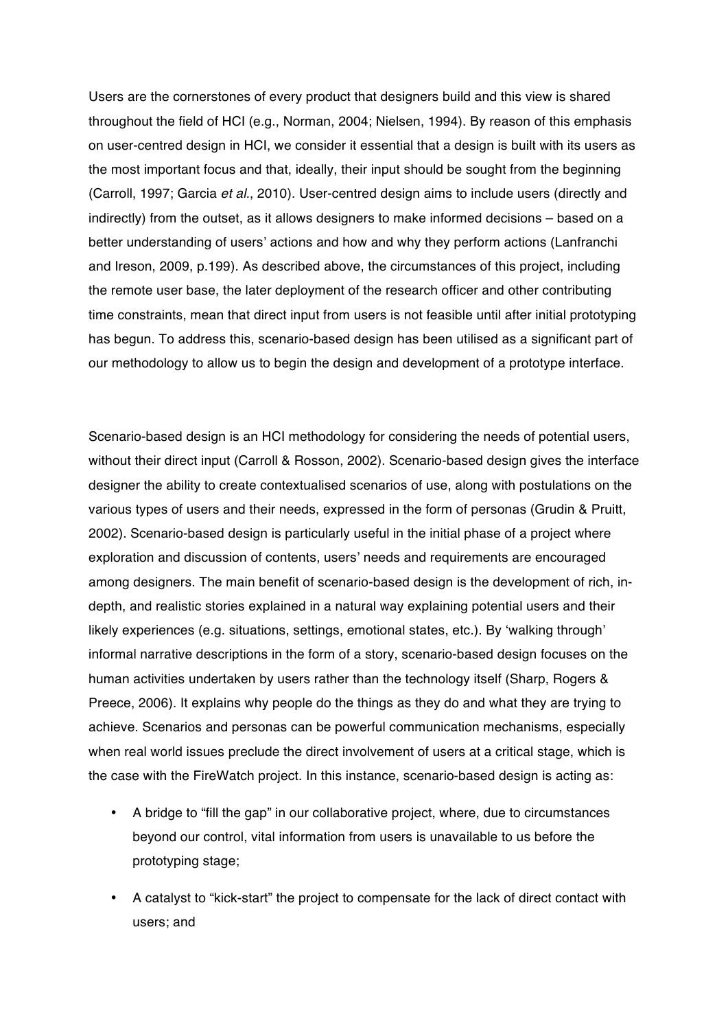Users are the cornerstones of every product that designers build and this view is shared throughout the field of HCI (e.g., Norman, 2004; Nielsen, 1994). By reason of this emphasis on user-centred design in HCI, we consider it essential that a design is built with its users as the most important focus and that, ideally, their input should be sought from the beginning (Carroll, 1997; Garcia *et al*., 2010). User-centred design aims to include users (directly and indirectly) from the outset, as it allows designers to make informed decisions – based on a better understanding of users' actions and how and why they perform actions (Lanfranchi and Ireson, 2009, p.199). As described above, the circumstances of this project, including the remote user base, the later deployment of the research officer and other contributing time constraints, mean that direct input from users is not feasible until after initial prototyping has begun. To address this, scenario-based design has been utilised as a significant part of our methodology to allow us to begin the design and development of a prototype interface.

Scenario-based design is an HCI methodology for considering the needs of potential users, without their direct input (Carroll & Rosson, 2002). Scenario-based design gives the interface designer the ability to create contextualised scenarios of use, along with postulations on the various types of users and their needs, expressed in the form of personas (Grudin & Pruitt, 2002). Scenario-based design is particularly useful in the initial phase of a project where exploration and discussion of contents, users' needs and requirements are encouraged among designers. The main benefit of scenario-based design is the development of rich, in-depth, and realistic stories explained in a natural way explaining potential users and their likely experiences (e.g. situations, settings, emotional states, etc.). By 'walking through' informal narrative descriptions in the form of a story, scenario-based design focuses on the human activities undertaken by users rather than the technology itself (Sharp, Rogers & Preece, 2006). It explains why people do the things as they do and what they are trying to achieve. Scenarios and personas can be powerful communication mechanisms, especially when real world issues preclude the direct involvement of users at a critical stage, which is the case with the FireWatch project. In this instance, scenario-based design is acting as:

- A bridge to "fill the gap" in our collaborative project, where, due to circumstances beyond our control, vital information from users is unavailable to us before the prototyping stage;
- A catalyst to "kick-start" the project to compensate for the lack of direct contact with users; and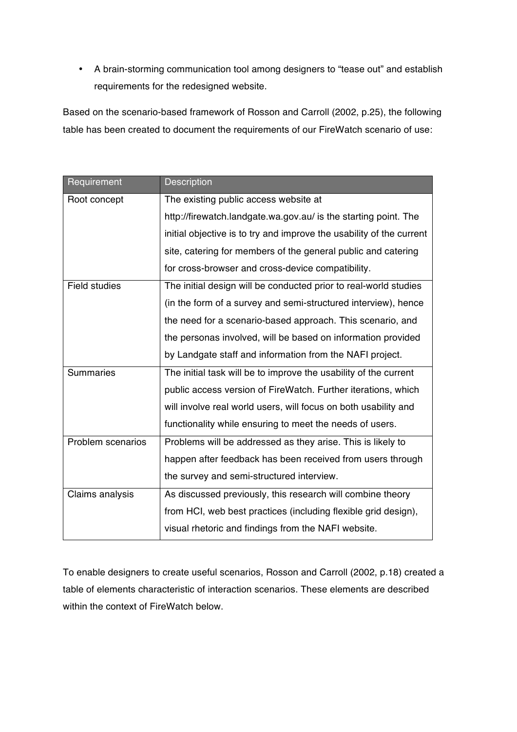- A brain-storming communication tool among designers to "tease out" and establish requirements for the redesigned website.

Based on the scenario-based framework of Rosson and Carroll (2002, p.25), the following table has been created to document the requirements of our FireWatch scenario of use:

| Requirement | Description |
| --- | --- |
| Root concept | The existing public access website at http://firewatch.landgate.wa.gov.au/ is the starting point. The initial objective is to try and improve the usability of the current site, catering for members of the general public and catering for cross-browser and cross-device compatibility. |
| Field studies | The initial design will be conducted prior to real-world studies (in the form of a survey and semi-structured interview), hence the need for a scenario-based approach. This scenario, and the personas involved, will be based on information provided by Landgate staff and information from the NAFI project. |
| Summaries | The initial task will be to improve the usability of the current public access version of FireWatch. Further iterations, which will involve real world users, will focus on both usability and functionality while ensuring to meet the needs of users. |
| Problem scenarios | Problems will be addressed as they arise. This is likely to happen after feedback has been received from users through the survey and semi-structured interview. |
| Claims analysis | As discussed previously, this research will combine theory from HCI, web best practices (including flexible grid design), visual rhetoric and findings from the NAFI website. |

To enable designers to create useful scenarios, Rosson and Carroll (2002, p.18) created a table of elements characteristic of interaction scenarios. These elements are described within the context of FireWatch below.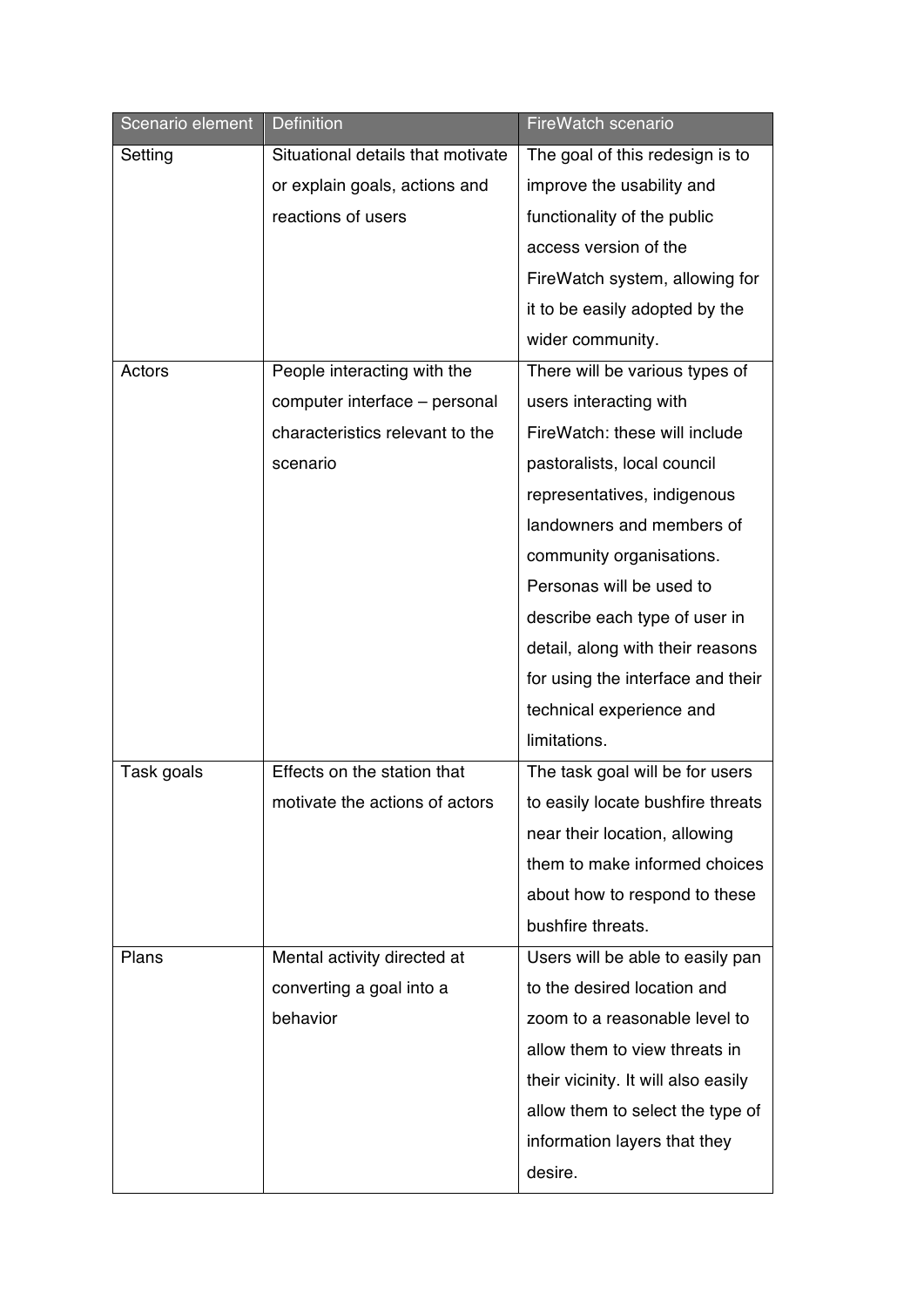| Scenario element | Definition | FireWatch scenario |
| --- | --- | --- |
| Setting | Situational details that motivate or explain goals, actions and reactions of users | The goal of this redesign is to improve the usability and functionality of the public access version of the FireWatch system, allowing for it to be easily adopted by the wider community. |
| Actors | People interacting with the computer interface – personal characteristics relevant to the scenario | There will be various types of users interacting with FireWatch: these will include pastoralists, local council representatives, indigenous landowners and members of community organisations. Personas will be used to describe each type of user in detail, along with their reasons for using the interface and their technical experience and limitations. |
| Task goals | Effects on the station that motivate the actions of actors | The task goal will be for users to easily locate bushfire threats near their location, allowing them to make informed choices about how to respond to these bushfire threats. |
| Plans | Mental activity directed at converting a goal into a behavior | Users will be able to easily pan to the desired location and zoom to a reasonable level to allow them to view threats in their vicinity. It will also easily allow them to select the type of information layers that they desire. |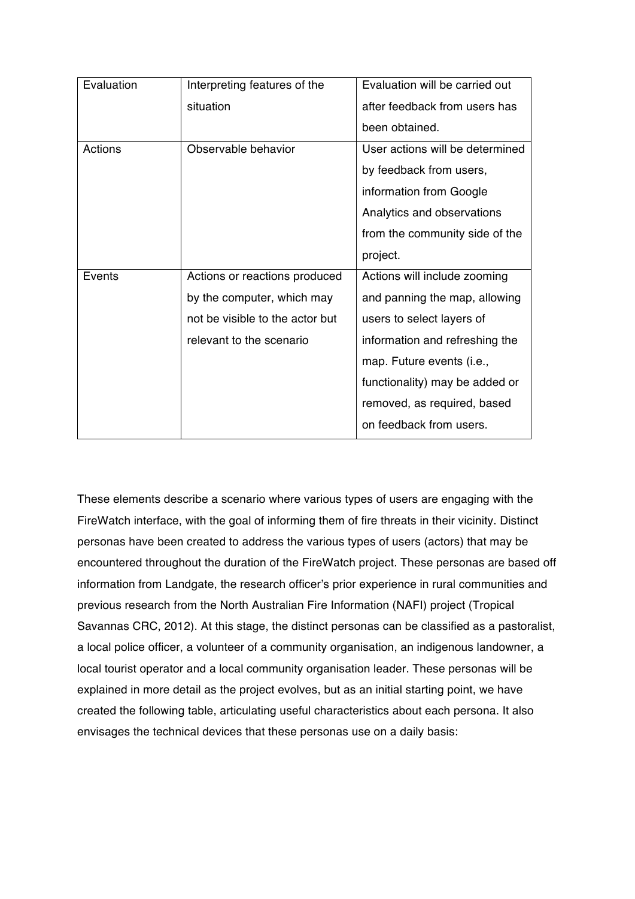| | | |
|---|---|---|
| Evaluation | Interpreting features of the situation | Evaluation will be carried out after feedback from users has been obtained. |
| Actions | Observable behavior | User actions will be determined by feedback from users, information from Google Analytics and observations from the community side of the project. |
| Events | Actions or reactions produced by the computer, which may not be visible to the actor but relevant to the scenario | Actions will include zooming and panning the map, allowing users to select layers of information and refreshing the map. Future events (i.e., functionality) may be added or removed, as required, based on feedback from users. |

These elements describe a scenario where various types of users are engaging with the FireWatch interface, with the goal of informing them of fire threats in their vicinity. Distinct personas have been created to address the various types of users (actors) that may be encountered throughout the duration of the FireWatch project. These personas are based off information from Landgate, the research officer's prior experience in rural communities and previous research from the North Australian Fire Information (NAFI) project (Tropical Savannas CRC, 2012). At this stage, the distinct personas can be classified as a pastoralist, a local police officer, a volunteer of a community organisation, an indigenous landowner, a local tourist operator and a local community organisation leader. These personas will be explained in more detail as the project evolves, but as an initial starting point, we have created the following table, articulating useful characteristics about each persona. It also envisages the technical devices that these personas use on a daily basis: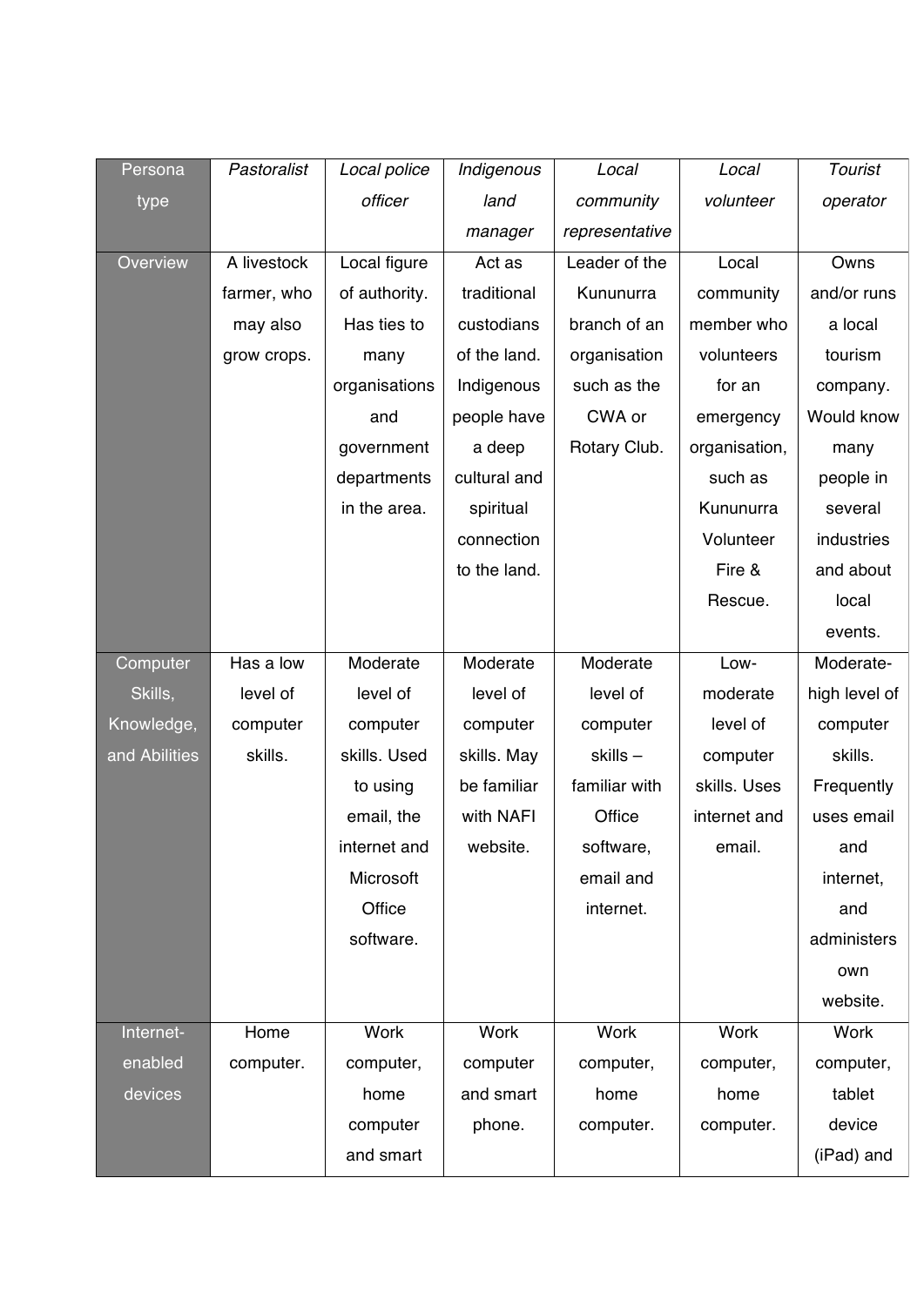| Persona type | *Pastoralist* | *Local police officer* | *Indigenous land manager* | *Local community representative* | *Local volunteer* | *Tourist operator* |
|---|---|---|---|---|---|---|
| Overview | A livestock farmer, who may also grow crops. | Local figure of authority. Has ties to many organisations and government departments in the area. | Act as traditional custodians of the land. Indigenous people have a deep cultural and spiritual connection to the land. | Leader of the Kununurra branch of an organisation such as the CWA or Rotary Club. | Local community member who volunteers for an emergency organisation, such as Kununurra Volunteer Fire & Rescue. | Owns and/or runs a local tourism company. Would know many people in several industries and about local events. |
| Computer Skills, Knowledge, and Abilities | Has a low level of computer skills. | Moderate level of computer skills. Used to using email, the internet and Microsoft Office software. | Moderate level of computer skills. May be familiar with NAFI website. | Moderate level of computer skills – familiar with Office software, email and internet. | Low-moderate level of computer skills. Uses internet and email. | Moderate-high level of computer skills. Frequently uses email and internet, and administers own website. |
| Internet-enabled devices | Home computer. | Work computer, home computer and smart | Work computer and smart phone. | Work computer, home computer. | Work computer, home computer. | Work computer, tablet device (iPad) and |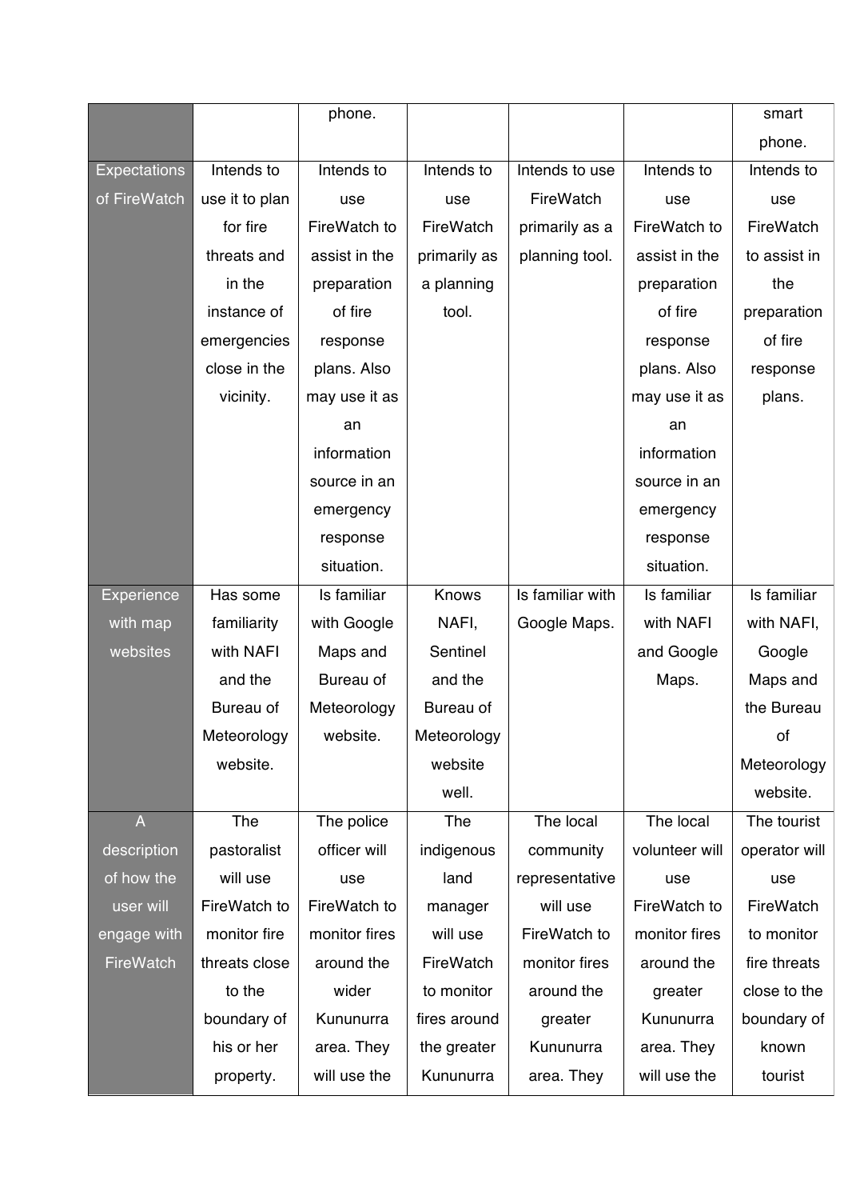|  |  |  |  |  |  |  |
|---|---|---|---|---|---|---|
|  |  | phone. |  |  |  | smart phone. |
| Expectations of FireWatch | Intends to use it to plan for fire threats and in the instance of emergencies close in the vicinity. | Intends to use FireWatch to assist in the preparation of fire response plans. Also may use it as an information source in an emergency response situation. | Intends to use FireWatch primarily as a planning tool. | Intends to use FireWatch primarily as a planning tool. | Intends to use FireWatch to assist in the preparation of fire response plans. Also may use it as an information source in an emergency response situation. | Intends to use FireWatch to assist in the preparation of fire response plans. |
| Experience with map websites | Has some familiarity with NAFI and the Bureau of Meteorology website. | Is familiar with Google Maps and Bureau of Meteorology website. | Knows NAFI, Sentinel and the Bureau of Meteorology website well. | Is familiar with Google Maps. | Is familiar with NAFI and Google Maps. | Is familiar with NAFI, Google Maps and the Bureau of Meteorology website. |
| A description of how the user will engage with FireWatch | The pastoralist will use FireWatch to monitor fire threats close to the boundary of his or her property. | The police officer will use FireWatch to monitor fires around the wider Kununurra area. They will use the | The indigenous land manager will use FireWatch to monitor fires around the greater Kununurra | The local community representative will use FireWatch to monitor fires around the greater Kununurra area. They | The local volunteer will use FireWatch to monitor fires around the greater Kununurra area. They will use the | The tourist operator will use FireWatch to monitor fire threats close to the boundary of known tourist |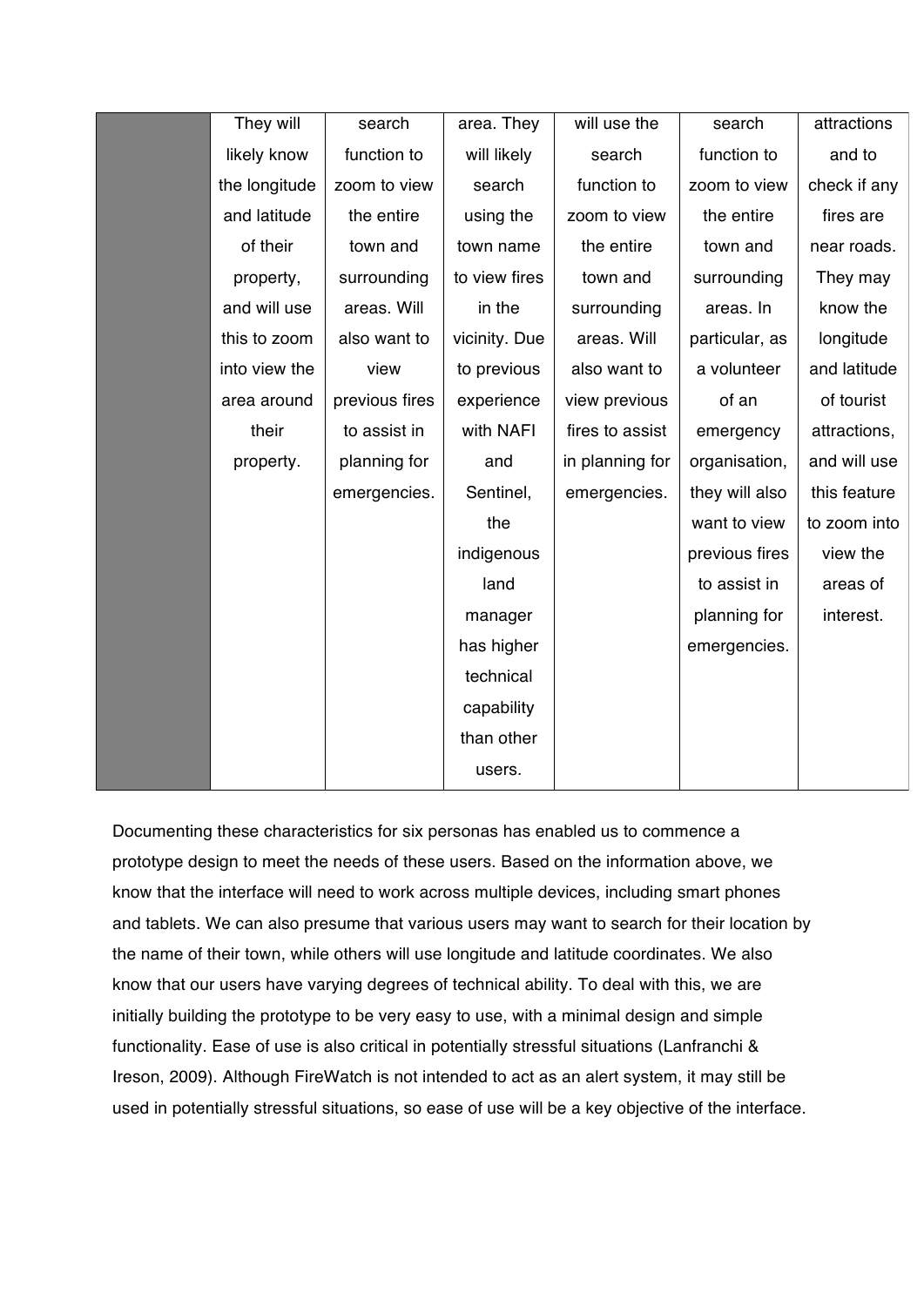| | | | | | | |
|---|---|---|---|---|---|---|
| | They will likely know the longitude and latitude of their property, and will use this to zoom into view the area around their property. | search function to zoom to view the entire town and surrounding areas. Will also want to view previous fires to assist in planning for emergencies. | area. They will likely search using the town name to view fires in the vicinity. Due to previous experience with NAFI and Sentinel, the indigenous land manager has higher technical capability than other users. | will use the search function to zoom to view the entire town and surrounding areas. Will also want to view previous fires to assist in planning for emergencies. | search function to zoom to view the entire town and surrounding areas. In particular, as a volunteer of an emergency organisation, they will also want to view previous fires to assist in planning for emergencies. | attractions and to check if any fires are near roads. They may know the longitude and latitude of tourist attractions, and will use this feature to zoom into view the areas of interest. |

Documenting these characteristics for six personas has enabled us to commence a prototype design to meet the needs of these users. Based on the information above, we know that the interface will need to work across multiple devices, including smart phones and tablets. We can also presume that various users may want to search for their location by the name of their town, while others will use longitude and latitude coordinates. We also know that our users have varying degrees of technical ability. To deal with this, we are initially building the prototype to be very easy to use, with a minimal design and simple functionality. Ease of use is also critical in potentially stressful situations (Lanfranchi & Ireson, 2009). Although FireWatch is not intended to act as an alert system, it may still be used in potentially stressful situations, so ease of use will be a key objective of the interface.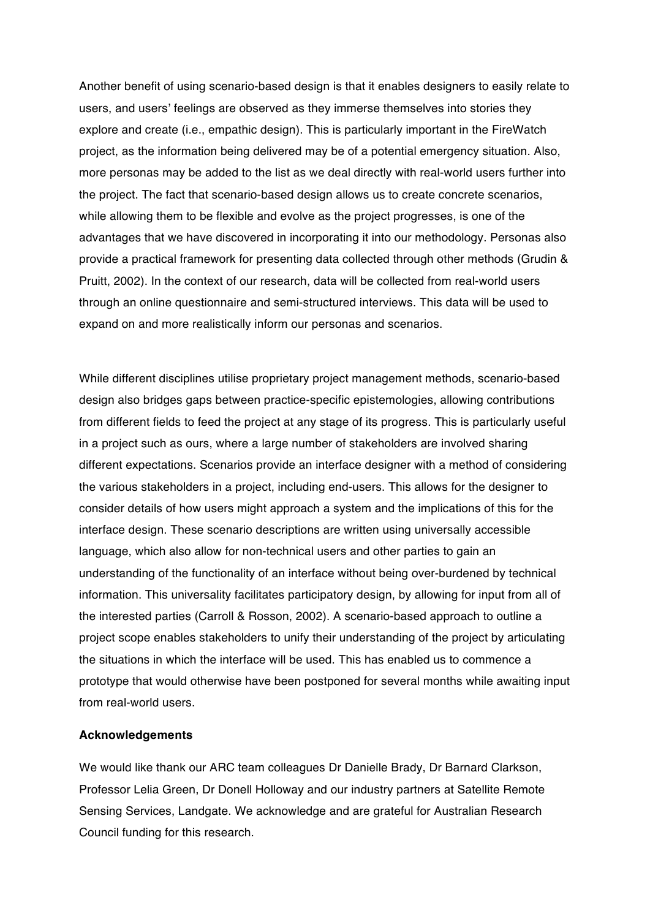Another benefit of using scenario-based design is that it enables designers to easily relate to users, and users' feelings are observed as they immerse themselves into stories they explore and create (i.e., empathic design). This is particularly important in the FireWatch project, as the information being delivered may be of a potential emergency situation. Also, more personas may be added to the list as we deal directly with real-world users further into the project. The fact that scenario-based design allows us to create concrete scenarios, while allowing them to be flexible and evolve as the project progresses, is one of the advantages that we have discovered in incorporating it into our methodology. Personas also provide a practical framework for presenting data collected through other methods (Grudin & Pruitt, 2002). In the context of our research, data will be collected from real-world users through an online questionnaire and semi-structured interviews. This data will be used to expand on and more realistically inform our personas and scenarios.

While different disciplines utilise proprietary project management methods, scenario-based design also bridges gaps between practice-specific epistemologies, allowing contributions from different fields to feed the project at any stage of its progress. This is particularly useful in a project such as ours, where a large number of stakeholders are involved sharing different expectations. Scenarios provide an interface designer with a method of considering the various stakeholders in a project, including end-users. This allows for the designer to consider details of how users might approach a system and the implications of this for the interface design. These scenario descriptions are written using universally accessible language, which also allow for non-technical users and other parties to gain an understanding of the functionality of an interface without being over-burdened by technical information. This universality facilitates participatory design, by allowing for input from all of the interested parties (Carroll & Rosson, 2002). A scenario-based approach to outline a project scope enables stakeholders to unify their understanding of the project by articulating the situations in which the interface will be used. This has enabled us to commence a prototype that would otherwise have been postponed for several months while awaiting input from real-world users.

**Acknowledgements**

We would like thank our ARC team colleagues Dr Danielle Brady, Dr Barnard Clarkson, Professor Lelia Green, Dr Donell Holloway and our industry partners at Satellite Remote Sensing Services, Landgate. We acknowledge and are grateful for Australian Research Council funding for this research.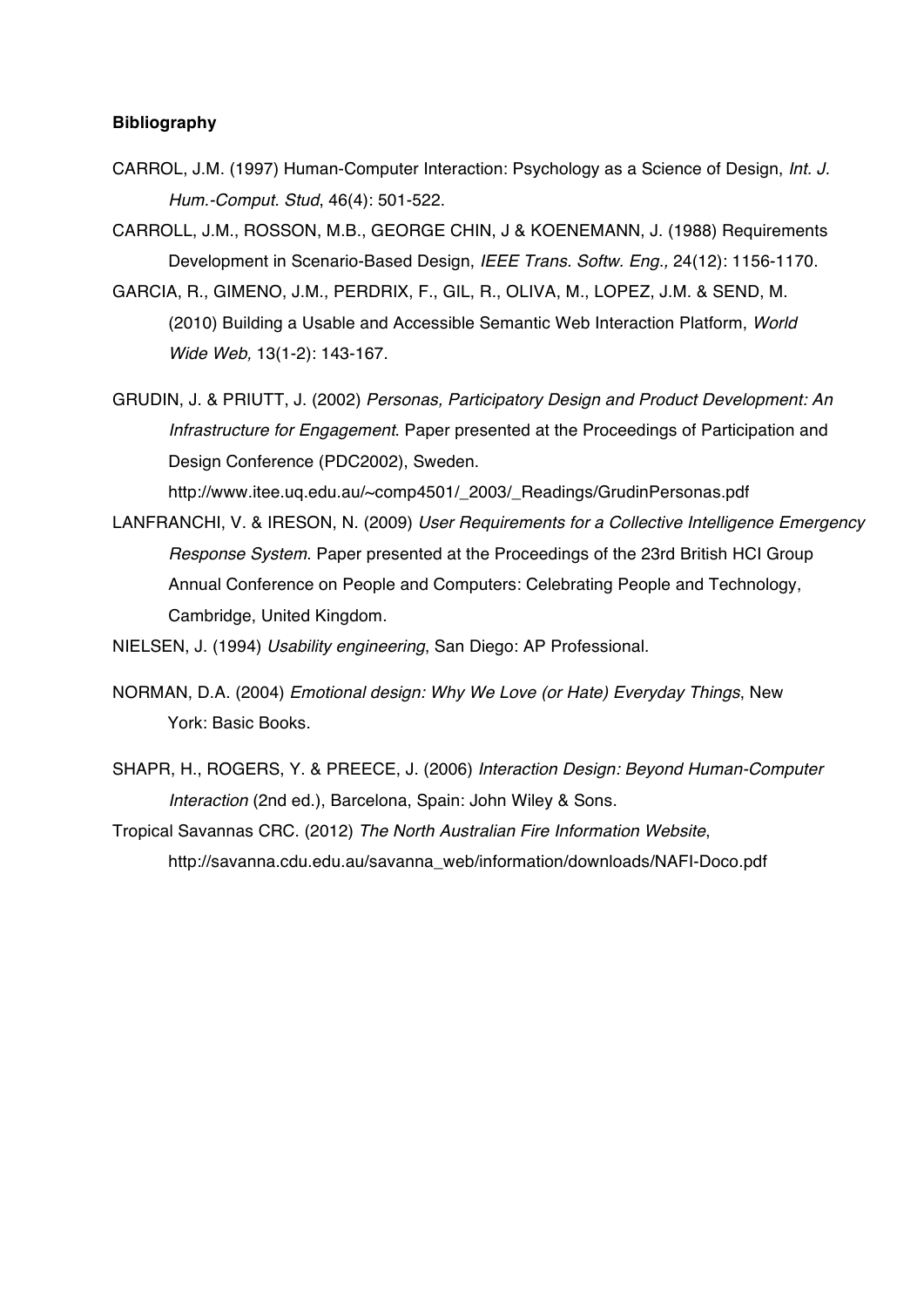**Bibliography**

CARROL, J.M. (1997) Human-Computer Interaction: Psychology as a Science of Design, *Int. J. Hum.-Comput. Stud*, 46(4): 501-522.

CARROLL, J.M., ROSSON, M.B., GEORGE CHIN, J & KOENEMANN, J. (1988) Requirements Development in Scenario-Based Design, *IEEE Trans. Softw. Eng.,* 24(12): 1156-1170.

GARCIA, R., GIMENO, J.M., PERDRIX, F., GIL, R., OLIVA, M., LOPEZ, J.M. & SEND, M. (2010) Building a Usable and Accessible Semantic Web Interaction Platform, *World Wide Web,* 13(1-2): 143-167.

GRUDIN, J. & PRIUTT, J. (2002) *Personas, Participatory Design and Product Development: An Infrastructure for Engagement*. Paper presented at the Proceedings of Participation and Design Conference (PDC2002), Sweden. http://www.itee.uq.edu.au/~comp4501/_2003/_Readings/GrudinPersonas.pdf

LANFRANCHI, V. & IRESON, N. (2009) *User Requirements for a Collective Intelligence Emergency Response System*. Paper presented at the Proceedings of the 23rd British HCI Group Annual Conference on People and Computers: Celebrating People and Technology, Cambridge, United Kingdom.

NIELSEN, J. (1994) *Usability engineering*, San Diego: AP Professional.

NORMAN, D.A. (2004) *Emotional design: Why We Love (or Hate) Everyday Things*, New York: Basic Books.

SHAPR, H., ROGERS, Y. & PREECE, J. (2006) *Interaction Design: Beyond Human-Computer Interaction* (2nd ed.), Barcelona, Spain: John Wiley & Sons.

Tropical Savannas CRC. (2012) *The North Australian Fire Information Website*, http://savanna.cdu.edu.au/savanna_web/information/downloads/NAFI-Doco.pdf